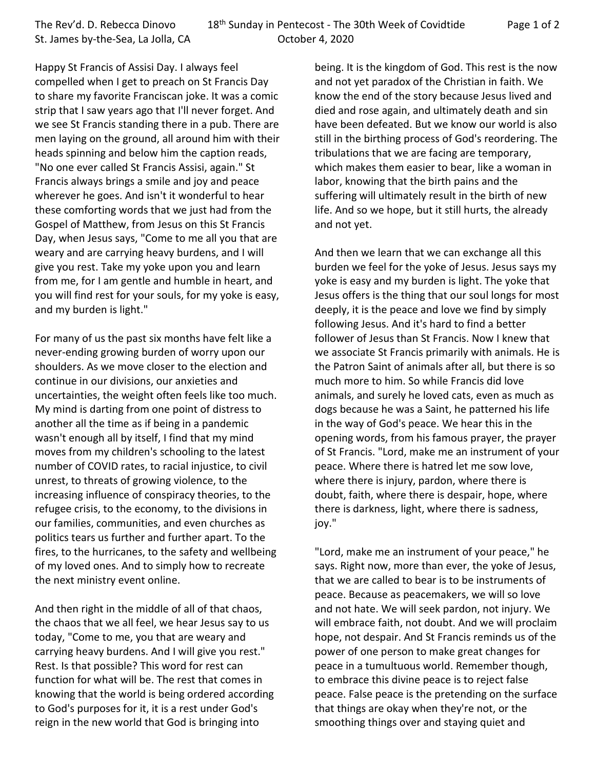Happy St Francis of Assisi Day. I always feel compelled when I get to preach on St Francis Day to share my favorite Franciscan joke. It was a comic strip that I saw years ago that I'll never forget. And we see St Francis standing there in a pub. There are men laying on the ground, all around him with their heads spinning and below him the caption reads, "No one ever called St Francis Assisi, again." St Francis always brings a smile and joy and peace wherever he goes. And isn't it wonderful to hear these comforting words that we just had from the Gospel of Matthew, from Jesus on this St Francis Day, when Jesus says, "Come to me all you that are weary and are carrying heavy burdens, and I will give you rest. Take my yoke upon you and learn from me, for I am gentle and humble in heart, and you will find rest for your souls, for my yoke is easy, and my burden is light."

For many of us the past six months have felt like a never-ending growing burden of worry upon our shoulders. As we move closer to the election and continue in our divisions, our anxieties and uncertainties, the weight often feels like too much. My mind is darting from one point of distress to another all the time as if being in a pandemic wasn't enough all by itself, I find that my mind moves from my children's schooling to the latest number of COVID rates, to racial injustice, to civil unrest, to threats of growing violence, to the increasing influence of conspiracy theories, to the refugee crisis, to the economy, to the divisions in our families, communities, and even churches as politics tears us further and further apart. To the fires, to the hurricanes, to the safety and wellbeing of my loved ones. And to simply how to recreate the next ministry event online.

And then right in the middle of all of that chaos, the chaos that we all feel, we hear Jesus say to us today, "Come to me, you that are weary and carrying heavy burdens. And I will give you rest." Rest. Is that possible? This word for rest can function for what will be. The rest that comes in knowing that the world is being ordered according to God's purposes for it, it is a rest under God's reign in the new world that God is bringing into being. It is the kingdom of God. This rest is the now and not yet paradox of the Christian in faith. We know the end of the story because Jesus lived and died and rose again, and ultimately death and sin have been defeated. But we know our world is also still in the birthing process of God's reordering. The tribulations that we are facing are temporary, which makes them easier to bear, like a woman in labor, knowing that the birth pains and the suffering will ultimately result in the birth of new life. And so we hope, but it still hurts, the already and not yet.

And then we learn that we can exchange all this burden we feel for the yoke of Jesus. Jesus says my yoke is easy and my burden is light. The yoke that Jesus offers is the thing that our soul longs for most deeply, it is the peace and love we find by simply following Jesus. And it's hard to find a better follower of Jesus than St Francis. Now I knew that we associate St Francis primarily with animals. He is the Patron Saint of animals after all, but there is so much more to him. So while Francis did love animals, and surely he loved cats, even as much as dogs because he was a Saint, he patterned his life in the way of God's peace. We hear this in the opening words, from his famous prayer, the prayer of St Francis. "Lord, make me an instrument of your peace. Where there is hatred let me sow love, where there is injury, pardon, where there is doubt, faith, where there is despair, hope, where there is darkness, light, where there is sadness, joy."

"Lord, make me an instrument of your peace," he says. Right now, more than ever, the yoke of Jesus, that we are called to bear is to be instruments of peace. Because as peacemakers, we will so love and not hate. We will seek pardon, not injury. We will embrace faith, not doubt. And we will proclaim hope, not despair. And St Francis reminds us of the power of one person to make great changes for peace in a tumultuous world. Remember though, to embrace this divine peace is to reject false peace. False peace is the pretending on the surface that things are okay when they're not, or the smoothing things over and staying quiet and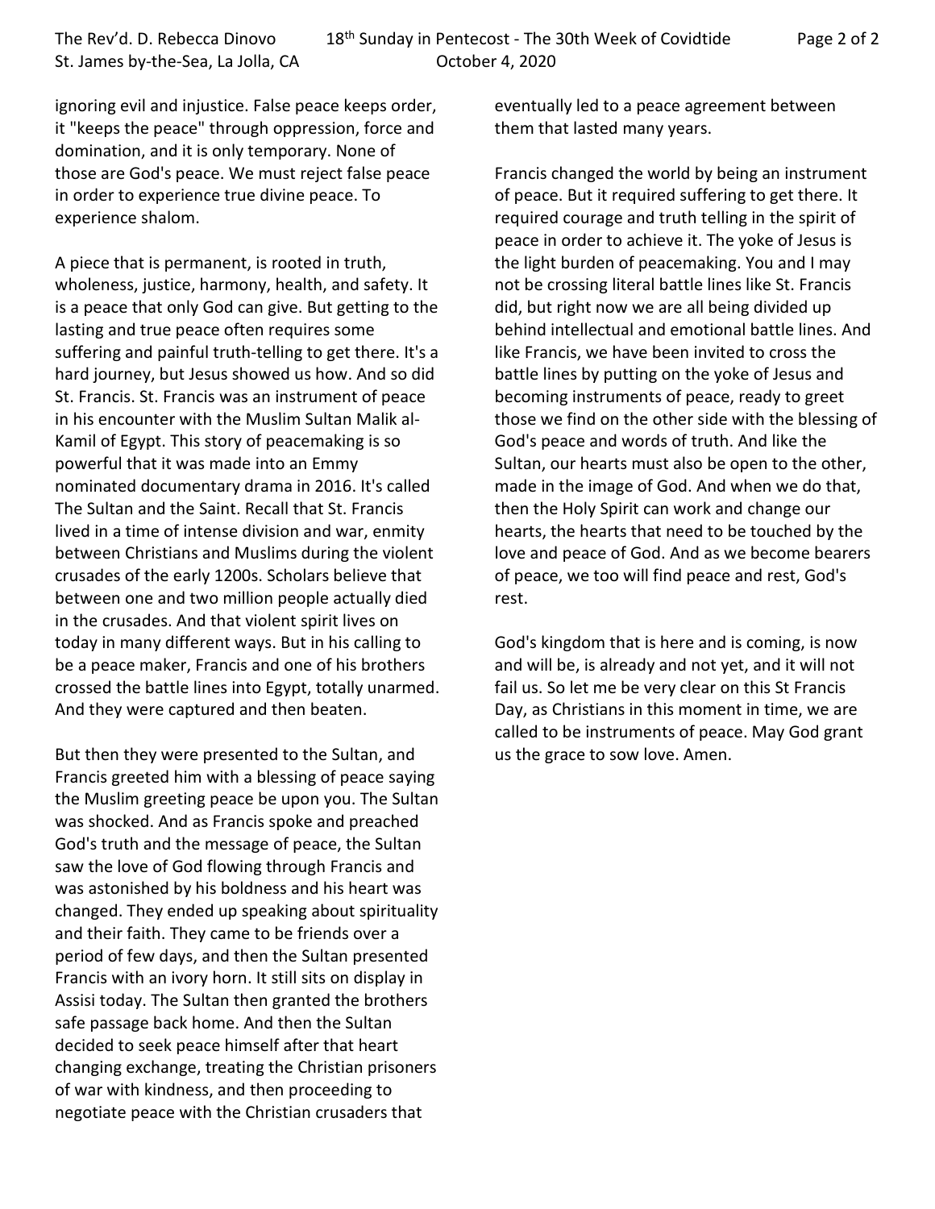ignoring evil and injustice. False peace keeps order, it "keeps the peace" through oppression, force and domination, and it is only temporary. None of those are God's peace. We must reject false peace in order to experience true divine peace. To experience shalom.

A piece that is permanent, is rooted in truth, wholeness, justice, harmony, health, and safety. It is a peace that only God can give. But getting to the lasting and true peace often requires some suffering and painful truth-telling to get there. It's a hard journey, but Jesus showed us how. And so did St. Francis. St. Francis was an instrument of peace in his encounter with the Muslim Sultan Malik al-Kamil of Egypt. This story of peacemaking is so powerful that it was made into an Emmy nominated documentary drama in 2016. It's called The Sultan and the Saint. Recall that St. Francis lived in a time of intense division and war, enmity between Christians and Muslims during the violent crusades of the early 1200s. Scholars believe that between one and two million people actually died in the crusades. And that violent spirit lives on today in many different ways. But in his calling to be a peace maker, Francis and one of his brothers crossed the battle lines into Egypt, totally unarmed. And they were captured and then beaten.

But then they were presented to the Sultan, and Francis greeted him with a blessing of peace saying the Muslim greeting peace be upon you. The Sultan was shocked. And as Francis spoke and preached God's truth and the message of peace, the Sultan saw the love of God flowing through Francis and was astonished by his boldness and his heart was changed. They ended up speaking about spirituality and their faith. They came to be friends over a period of few days, and then the Sultan presented Francis with an ivory horn. It still sits on display in Assisi today. The Sultan then granted the brothers safe passage back home. And then the Sultan decided to seek peace himself after that heart changing exchange, treating the Christian prisoners of war with kindness, and then proceeding to negotiate peace with the Christian crusaders that eventually led to a peace agreement between them that lasted many years.

Francis changed the world by being an instrument of peace. But it required suffering to get there. It required courage and truth telling in the spirit of peace in order to achieve it. The yoke of Jesus is the light burden of peacemaking. You and I may not be crossing literal battle lines like St. Francis did, but right now we are all being divided up behind intellectual and emotional battle lines. And like Francis, we have been invited to cross the battle lines by putting on the yoke of Jesus and becoming instruments of peace, ready to greet those we find on the other side with the blessing of God's peace and words of truth. And like the Sultan, our hearts must also be open to the other, made in the image of God. And when we do that, then the Holy Spirit can work and change our hearts, the hearts that need to be touched by the love and peace of God. And as we become bearers of peace, we too will find peace and rest, God's rest.

God's kingdom that is here and is coming, is now and will be, is already and not yet, and it will not fail us. So let me be very clear on this St Francis Day, as Christians in this moment in time, we are called to be instruments of peace. May God grant us the grace to sow love. Amen.